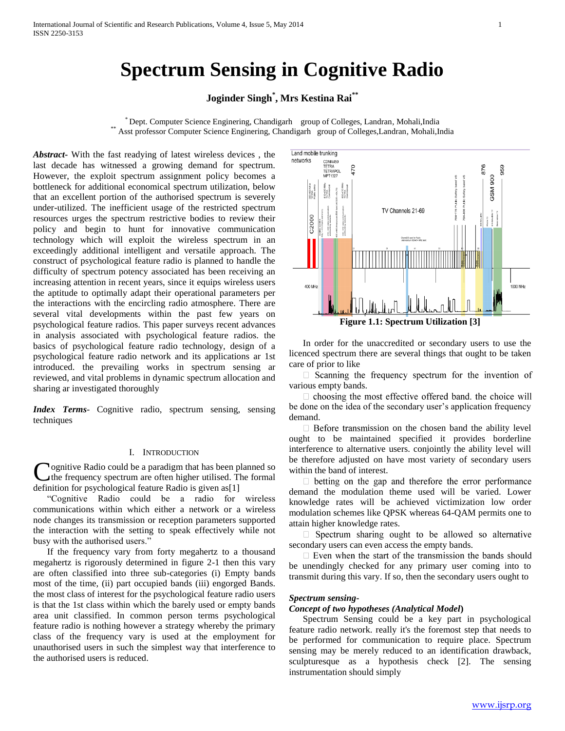# Spectrum Sensing in Cognitive Radio

**Joginder Singh*, Mrs Kestina Rai****

\* Dept. Computer Science Engineering, Chandigarh group of Colleges, Landran, Mohali,India
\*\* Asst professor Computer Science Engineering, Chandigarh group of Colleges,Landran, Mohali,India

***Abstract***- With the fast readying of latest wireless devices , the last decade has witnessed a growing demand for spectrum. However, the exploit spectrum assignment policy becomes a bottleneck for additional economical spectrum utilization, below that an excellent portion of the authorised spectrum is severely under-utilized. The inefficient usage of the restricted spectrum resources urges the spectrum restrictive bodies to review their policy and begin to hunt for innovative communication technology which will exploit the wireless spectrum in an exceedingly additional intelligent and versatile approach. The construct of psychological feature radio is planned to handle the difficulty of spectrum potency associated has been receiving an increasing attention in recent years, since it equips wireless users the aptitude to optimally adapt their operational parameters per the interactions with the encircling radio atmosphere. There are several vital developments within the past few years on psychological feature radios. This paper surveys recent advances in analysis associated with psychological feature radios. the basics of psychological feature radio technology, design of a psychological feature radio network and its applications ar 1st introduced. the prevailing works in spectrum sensing ar reviewed, and vital problems in dynamic spectrum allocation and sharing ar investigated thoroughly

***Index Terms***- Cognitive radio, spectrum sensing, sensing techniques

## I. Introduction

Cognitive Radio could be a paradigm that has been planned so the frequency spectrum are often higher utilised. The formal definition for psychological feature Radio is given as[1]

"Cognitive Radio could be a radio for wireless communications within which either a network or a wireless node changes its transmission or reception parameters supported the interaction with the setting to speak effectively while not busy with the authorised users."

If the frequency vary from forty megahertz to a thousand megahertz is rigorously determined in figure 2-1 then this vary are often classified into three sub-categories (i) Empty bands most of the time, (ii) part occupied bands (iii) engorged Bands. the most class of interest for the psychological feature radio users is that the 1st class within which the barely used or empty bands area unit classified. In common person terms psychological feature radio is nothing however a strategy whereby the primary class of the frequency vary is used at the employment for unauthorised users in such the simplest way that interference to the authorised users is reduced.

**Figure 1.1: Spectrum Utilization [3]**

In order for the unaccredited or secondary users to use the licenced spectrum there are several things that ought to be taken care of prior to like

- Scanning the frequency spectrum for the invention of various empty bands.
- choosing the most effective offered band. the choice will be done on the idea of the secondary user's application frequency demand.
- Before transmission on the chosen band the ability level ought to be maintained specified it provides borderline interference to alternative users. conjointly the ability level will be therefore adjusted on have most variety of secondary users within the band of interest.
- betting on the gap and therefore the error performance demand the modulation theme used will be varied. Lower knowledge rates will be achieved victimization low order modulation schemes like QPSK whereas 64-QAM permits one to attain higher knowledge rates.
- Spectrum sharing ought to be allowed so alternative secondary users can even access the empty bands.
- Even when the start of the transmission the bands should be unendingly checked for any primary user coming into to transmit during this vary. If so, then the secondary users ought to

***Spectrum sensing-***

***Concept of two hypotheses (Analytical Model*)**

Spectrum Sensing could be a key part in psychological feature radio network. really it's the foremost step that needs to be performed for communication to require place. Spectrum sensing may be merely reduced to an identification drawback, sculpturesque as a hypothesis check [2]. The sensing instrumentation should simply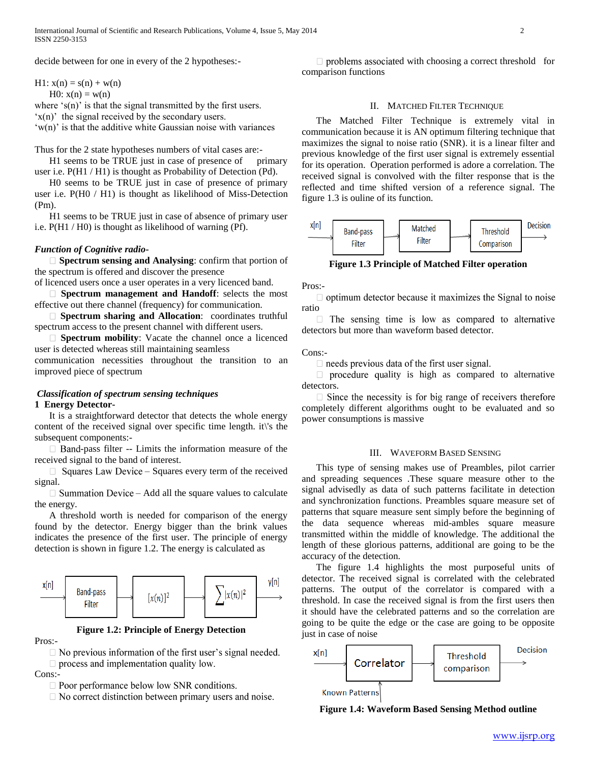decide between for one in every of the 2 hypotheses:-

H1: x(n) = s(n) + w(n)

H0: x(n) = w(n)

where 's(n)' is that the signal transmitted by the first users.
'x(n)' the signal received by the secondary users.
'w(n)' is that the additive white Gaussian noise with variances

Thus for the 2 state hypotheses numbers of vital cases are:-

H1 seems to be TRUE just in case of presence of primary user i.e. P(H1 / H1) is thought as Probability of Detection (Pd).

H0 seems to be TRUE just in case of presence of primary user i.e. P(H0 / H1) is thought as likelihood of Miss-Detection (Pm).

H1 seems to be TRUE just in case of absence of primary user i.e. P(H1 / H0) is thought as likelihood of warning (Pf).

***Function of Cognitive radio-***

- **Spectrum sensing and Analysing**: confirm that portion of the spectrum is offered and discover the presence of licenced users once a user operates in a very licenced band.
- **Spectrum management and Handoff**: selects the most effective out there channel (frequency) for communication.
- **Spectrum sharing and Allocation**: coordinates truthful spectrum access to the present channel with different users.
- **Spectrum mobility**: Vacate the channel once a licenced user is detected whereas still maintaining seamless communication necessities throughout the transition to an improved piece of spectrum

***Classification of spectrum sensing techniques***

**1 Energy Detector-**

It is a straightforward detector that detects the whole energy content of the received signal over specific time length. it\'s the subsequent components:-

- Band-pass filter -- Limits the information measure of the received signal to the band of interest.
- Squares Law Device – Squares every term of the received signal.
- Summation Device – Add all the square values to calculate the energy.

A threshold worth is needed for comparison of the energy found by the detector. Energy bigger than the brink values indicates the presence of the first user. The principle of energy detection is shown in figure 1.2. The energy is calculated as

x[n] → Band-pass Filter → $[x(n)]^2$ → $\sum |x(n)|^2$ → y[n]

**Figure 1.2: Principle of Energy Detection**

Pros:-

- No previous information of the first user's signal needed.
- process and implementation quality low.

Cons:-

- Poor performance below low SNR conditions.
- No correct distinction between primary users and noise.
- problems associated with choosing a correct threshold for comparison functions

## II. Matched Filter Technique

The Matched Filter Technique is extremely vital in communication because it is AN optimum filtering technique that maximizes the signal to noise ratio (SNR). it is a linear filter and previous knowledge of the first user signal is extremely essential for its operation. Operation performed is adore a correlation. The received signal is convolved with the filter response that is the reflected and time shifted version of a reference signal. The figure 1.3 is ouline of its function.

x[n] → Band-pass Filter → Matched Filter → Threshold Comparison → Decision

**Figure 1.3 Principle of Matched Filter operation**

Pros:-

- optimum detector because it maximizes the Signal to noise ratio
- The sensing time is low as compared to alternative detectors but more than waveform based detector.

Cons:-

- needs previous data of the first user signal.
- procedure quality is high as compared to alternative detectors.
- Since the necessity is for big range of receivers therefore completely different algorithms ought to be evaluated and so power consumptions is massive

## III. Waveform Based Sensing

This type of sensing makes use of Preambles, pilot carrier and spreading sequences .These square measure other to the signal advisedly as data of such patterns facilitate in detection and synchronization functions. Preambles square measure set of patterns that square measure sent simply before the beginning of the data sequence whereas mid-ambles square measure transmitted within the middle of knowledge. The additional the length of these glorious patterns, additional are going to be the accuracy of the detection.

The figure 1.4 highlights the most purposeful units of detector. The received signal is correlated with the celebrated patterns. The output of the correlator is compared with a threshold. In case the received signal is from the first users then it should have the celebrated patterns and so the correlation are going to be quite the edge or the case are going to be opposite just in case of noise

x[n] → Correlator (← Known Patterns) → Threshold comparison → Decision

**Figure 1.4: Waveform Based Sensing Method outline**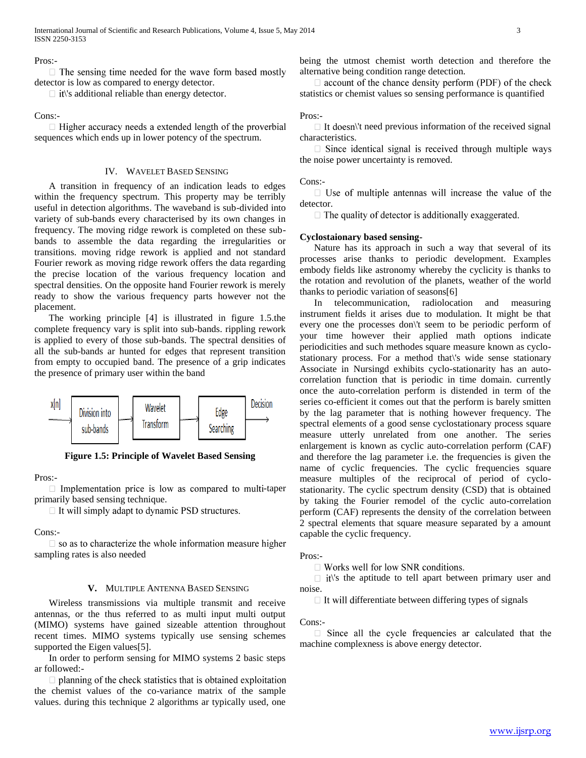Pros:-

- The sensing time needed for the wave form based mostly detector is low as compared to energy detector.
- it\'s additional reliable than energy detector.

Cons:-

- Higher accuracy needs a extended length of the proverbial sequences which ends up in lower potency of the spectrum.

## IV. WAVELET BASED SENSING

A transition in frequency of an indication leads to edges within the frequency spectrum. This property may be terribly useful in detection algorithms. The waveband is sub-divided into variety of sub-bands every characterised by its own changes in frequency. The moving ridge rework is completed on these sub-bands to assemble the data regarding the irregularities or transitions. moving ridge rework is applied and not standard Fourier rework as moving ridge rework offers the data regarding the precise location of the various frequency location and spectral densities. On the opposite hand Fourier rework is merely ready to show the various frequency parts however not the placement.

The working principle [4] is illustrated in figure 1.5.the complete frequency vary is split into sub-bands. rippling rework is applied to every of those sub-bands. The spectral densities of all the sub-bands ar hunted for edges that represent transition from empty to occupied band. The presence of a grip indicates the presence of primary user within the band

x[n] → Division into sub-bands → Wavelet Transform → Edge Searching → Decision

**Figure 1.5: Principle of Wavelet Based Sensing**

Pros:-

- Implementation price is low as compared to multi-taper primarily based sensing technique.
- It will simply adapt to dynamic PSD structures.

Cons:-

- so as to characterize the whole information measure higher sampling rates is also needed

## V. MULTIPLE ANTENNA BASED SENSING

Wireless transmissions via multiple transmit and receive antennas, or the thus referred to as multi input multi output (MIMO) systems have gained sizeable attention throughout recent times. MIMO systems typically use sensing schemes supported the Eigen values[5].

In order to perform sensing for MIMO systems 2 basic steps ar followed:-

- planning of the check statistics that is obtained exploitation the chemist values of the co-variance matrix of the sample values. during this technique 2 algorithms ar typically used, one being the utmost chemist worth detection and therefore the alternative being condition range detection.
- account of the chance density perform (PDF) of the check statistics or chemist values so sensing performance is quantified

Pros:-

- It doesn\'t need previous information of the received signal characteristics.
- Since identical signal is received through multiple ways the noise power uncertainty is removed.

Cons:-

- Use of multiple antennas will increase the value of the detector.
- The quality of detector is additionally exaggerated.

**Cyclostaionary based sensing-**

Nature has its approach in such a way that several of its processes arise thanks to periodic development. Examples embody fields like astronomy whereby the cyclicity is thanks to the rotation and revolution of the planets, weather of the world thanks to periodic variation of seasons[6]

In telecommunication, radiolocation and measuring instrument fields it arises due to modulation. It might be that every one the processes don\'t seem to be periodic perform of your time however their applied math options indicate periodicities and such methodes square measure known as cyclo-stationary process. For a method that\'s wide sense stationary Associate in Nursingd exhibits cyclo-stationarity has an auto-correlation function that is periodic in time domain. currently once the auto-correlation perform is distended in term of the series co-efficient it comes out that the perform is barely smitten by the lag parameter that is nothing however frequency. The spectral elements of a good sense cyclostationary process square measure utterly unrelated from one another. The series enlargement is known as cyclic auto-correlation perform (CAF) and therefore the lag parameter i.e. the frequencies is given the name of cyclic frequencies. The cyclic frequencies square measure multiples of the reciprocal of period of cyclo-stationarity. The cyclic spectrum density (CSD) that is obtained by taking the Fourier remodel of the cyclic auto-correlation perform (CAF) represents the density of the correlation between 2 spectral elements that square measure separated by a amount capable the cyclic frequency.

Pros:-

- Works well for low SNR conditions.
- it\'s the aptitude to tell apart between primary user and noise.
- It will differentiate between differing types of signals

Cons:-

- Since all the cycle frequencies ar calculated that the machine complexness is above energy detector.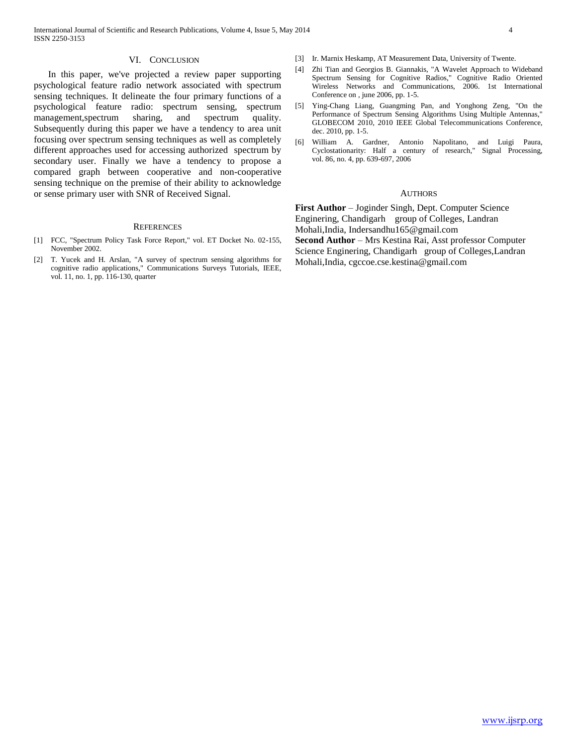## VI. CONCLUSION

In this paper, we've projected a review paper supporting psychological feature radio network associated with spectrum sensing techniques. It delineate the four primary functions of a psychological feature radio: spectrum sensing, spectrum management,spectrum sharing, and spectrum quality. Subsequently during this paper we have a tendency to area unit focusing over spectrum sensing techniques as well as completely different approaches used for accessing authorized spectrum by secondary user. Finally we have a tendency to propose a compared graph between cooperative and non-cooperative sensing technique on the premise of their ability to acknowledge or sense primary user with SNR of Received Signal.

## REFERENCES

[1] FCC, "Spectrum Policy Task Force Report," vol. ET Docket No. 02-155, November 2002.

[2] T. Yucek and H. Arslan, "A survey of spectrum sensing algorithms for cognitive radio applications," Communications Surveys Tutorials, IEEE, vol. 11, no. 1, pp. 116-130, quarter

[3] Ir. Marnix Heskamp, AT Measurement Data, University of Twente.

[4] Zhi Tian and Georgios B. Giannakis, "A Wavelet Approach to Wideband Spectrum Sensing for Cognitive Radios," Cognitive Radio Oriented Wireless Networks and Communications, 2006. 1st International Conference on , june 2006, pp. 1-5.

[5] Ying-Chang Liang, Guangming Pan, and Yonghong Zeng, "On the Performance of Spectrum Sensing Algorithms Using Multiple Antennas," GLOBECOM 2010, 2010 IEEE Global Telecommunications Conference, dec. 2010, pp. 1-5.

[6] William A. Gardner, Antonio Napolitano, and Luigi Paura, Cyclostationarity: Half a century of research," Signal Processing, vol. 86, no. 4, pp. 639-697, 2006

## AUTHORS

**First Author** – Joginder Singh, Dept. Computer Science Enginering, Chandigarh group of Colleges, Landran Mohali,India, Indersandhu165@gmail.com

**Second Author** – Mrs Kestina Rai, Asst professor Computer Science Enginering, Chandigarh group of Colleges,Landran Mohali,India, cgccoe.cse.kestina@gmail.com